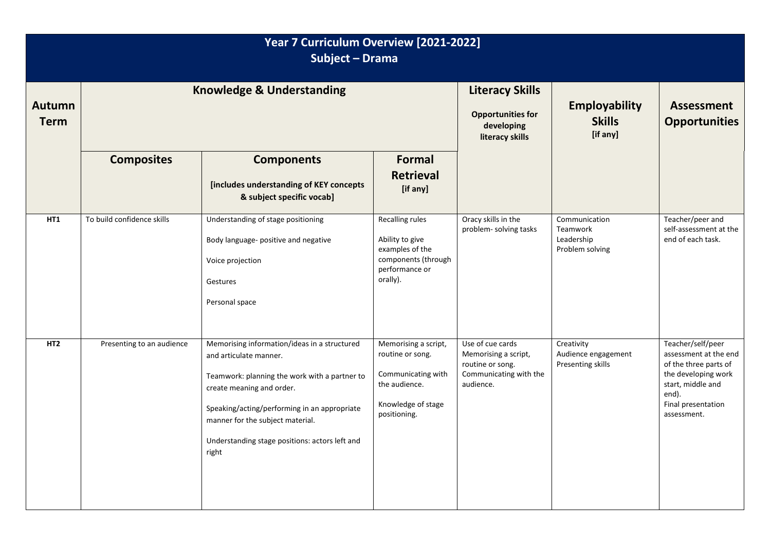# Year 7 Curriculum Overview [2021-2022]
## Subject – Drama

| Autumn Term | Knowledge & Understanding | | | Literacy Skills<br>Opportunities for developing literacy skills | Employability Skills [if any] | Assessment Opportunities |
|---|---|---|---|---|---|---|
| | **Composites** | **Components**<br>[includes understanding of KEY concepts & subject specific vocab] | **Formal Retrieval** [if any] | | | |
| **HT1** | To build confidence skills | Understanding of stage positioning<br><br>Body language- positive and negative<br><br>Voice projection<br><br>Gestures<br><br>Personal space | Recalling rules<br><br>Ability to give examples of the components (through performance or orally). | Oracy skills in the problem- solving tasks | Communication<br>Teamwork<br>Leadership<br>Problem solving | Teacher/peer and self-assessment at the end of each task. |
| **HT2** | Presenting to an audience | Memorising information/ideas in a structured and articulate manner.<br><br>Teamwork: planning the work with a partner to create meaning and order.<br><br>Speaking/acting/performing in an appropriate manner for the subject material.<br><br>Understanding stage positions: actors left and right | Memorising a script, routine or song.<br><br>Communicating with the audience.<br><br>Knowledge of stage positioning. | Use of cue cards<br>Memorising a script, routine or song.<br>Communicating with the audience. | Creativity<br>Audience engagement<br>Presenting skills | Teacher/self/peer assessment at the end of the three parts of the developing work start, middle and end).<br>Final presentation assessment. |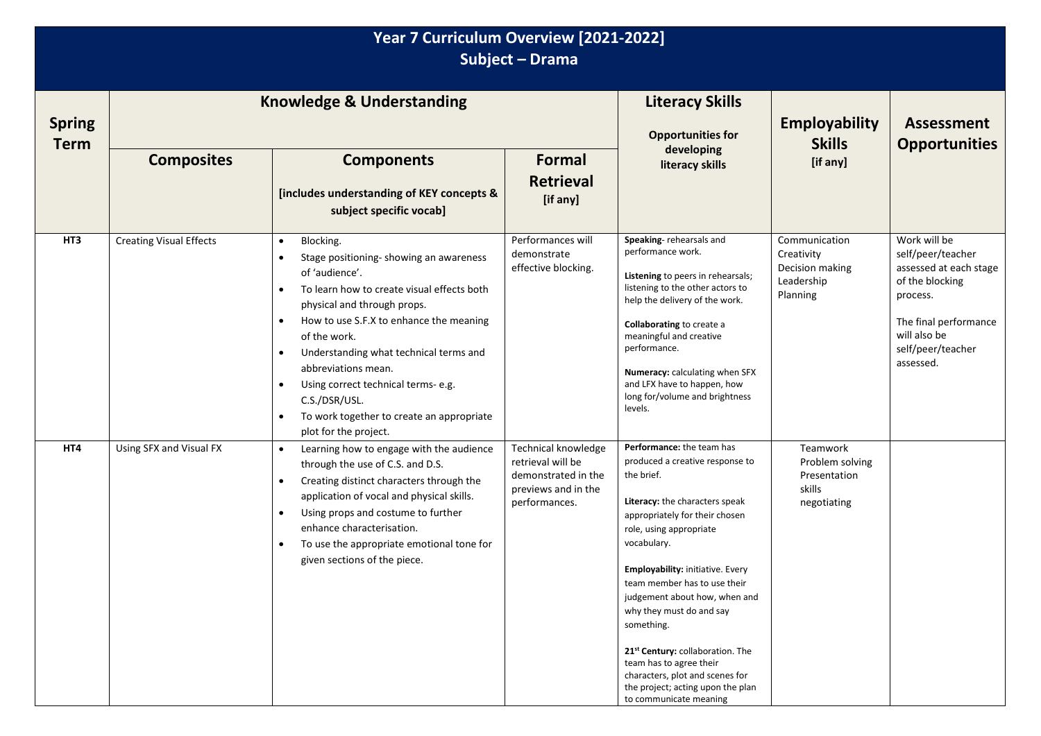# Year 7 Curriculum Overview [2021-2022]
## Subject – Drama

| Spring Term | Knowledge & Understanding | | | Literacy Skills | Employability Skills [if any] | Assessment Opportunities |
|---|---|---|---|---|---|---|
| | **Composites** | **Components** [includes understanding of KEY concepts & subject specific vocab] | **Formal Retrieval** [if any] | **Opportunities for developing literacy skills** | | |
| **HT3** | Creating Visual Effects | • Blocking. <br> • Stage positioning- showing an awareness of 'audience'. <br> • To learn how to create visual effects both physical and through props. <br> • How to use S.F.X to enhance the meaning of the work. <br> • Understanding what technical terms and abbreviations mean. <br> • Using correct technical terms- e.g. C.S./DSR/USL. <br> • To work together to create an appropriate plot for the project. | Performances will demonstrate effective blocking. | **Speaking**- rehearsals and performance work. <br><br> **Listening** to peers in rehearsals; listening to the other actors to help the delivery of the work. <br><br> **Collaborating** to create a meaningful and creative performance. <br><br> **Numeracy:** calculating when SFX and LFX have to happen, how long for/volume and brightness levels. | Communication <br> Creativity <br> Decision making <br> Leadership <br> Planning | Work will be self/peer/teacher assessed at each stage of the blocking process. <br><br> The final performance will also be self/peer/teacher assessed. |
| **HT4** | Using SFX and Visual FX | • Learning how to engage with the audience through the use of C.S. and D.S. <br> • Creating distinct characters through the application of vocal and physical skills. <br> • Using props and costume to further enhance characterisation. <br> • To use the appropriate emotional tone for given sections of the piece. | Technical knowledge retrieval will be demonstrated in the previews and in the performances. | **Performance:** the team has produced a creative response to the brief. <br><br> **Literacy:** the characters speak appropriately for their chosen role, using appropriate vocabulary. <br><br> **Employability:** initiative. Every team member has to use their judgement about how, when and why they must do and say something. <br><br> **21st Century:** collaboration. The team has to agree their characters, plot and scenes for the project; acting upon the plan to communicate meaning | Teamwork <br> Problem solving <br> Presentation skills <br> negotiating | |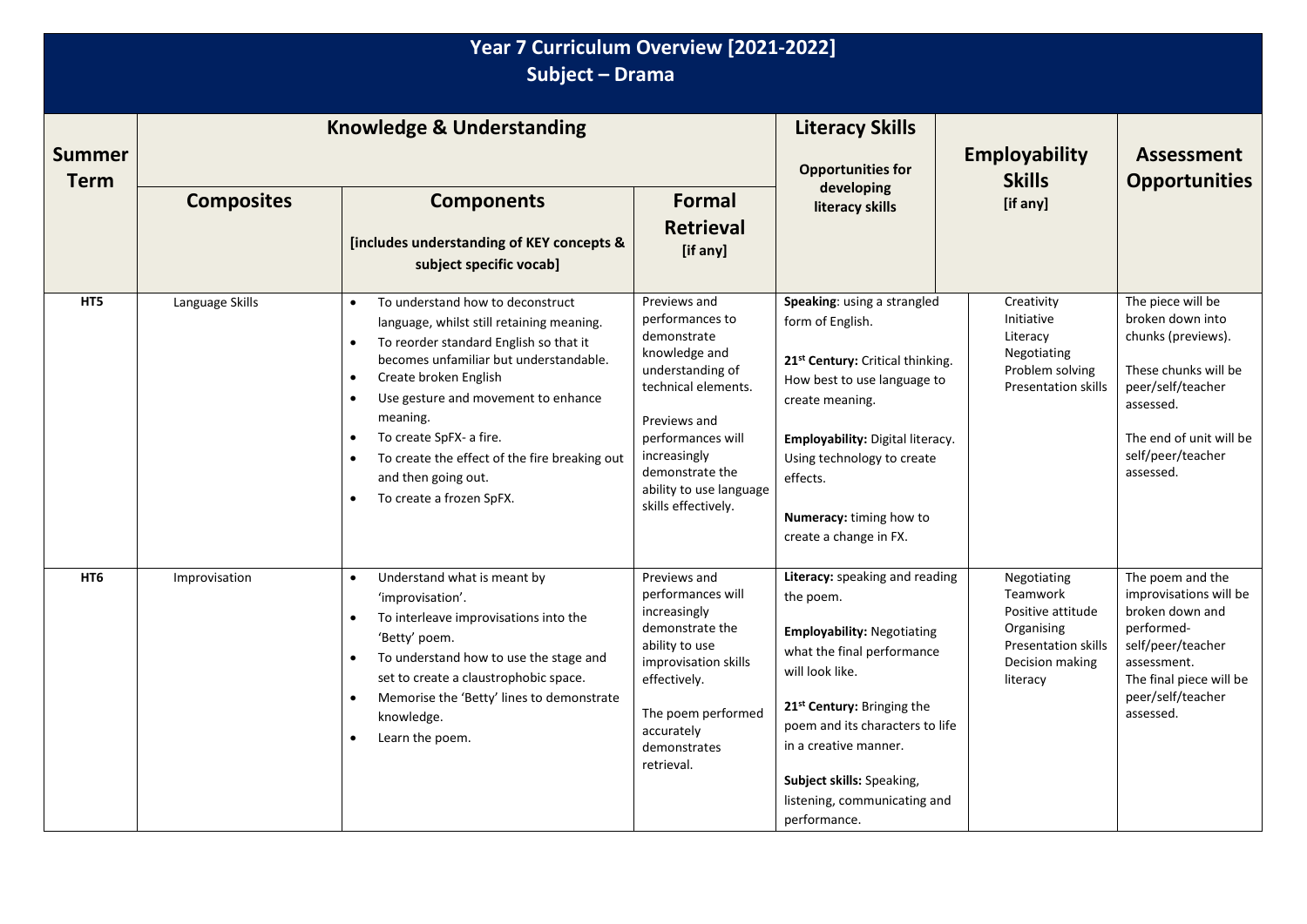# Year 7 Curriculum Overview [2021-2022]
## Subject – Drama

| Summer Term | Knowledge & Understanding | | | Literacy Skills<br>Opportunities for developing literacy skills | Employability Skills [if any] | Assessment Opportunities |
|---|---|---|---|---|---|---|
| | Composites | Components<br>[includes understanding of KEY concepts & subject specific vocab] | Formal Retrieval [if any] | | | |
| HT5 | Language Skills | • To understand how to deconstruct language, whilst still retaining meaning.<br>• To reorder standard English so that it becomes unfamiliar but understandable.<br>• Create broken English<br>• Use gesture and movement to enhance meaning.<br>• To create SpFX- a fire.<br>• To create the effect of the fire breaking out and then going out.<br>• To create a frozen SpFX. | Previews and performances to demonstrate knowledge and understanding of technical elements.<br><br>Previews and performances will increasingly demonstrate the ability to use language skills effectively. | **Speaking**: using a strangled form of English.<br><br>**21st Century:** Critical thinking. How best to use language to create meaning.<br><br>**Employability:** Digital literacy. Using technology to create effects.<br><br>**Numeracy:** timing how to create a change in FX. | Creativity<br>Initiative<br>Literacy<br>Negotiating<br>Problem solving<br>Presentation skills | The piece will be broken down into chunks (previews).<br><br>These chunks will be peer/self/teacher assessed.<br><br>The end of unit will be self/peer/teacher assessed. |
| HT6 | Improvisation | • Understand what is meant by 'improvisation'.<br>• To interleave improvisations into the 'Betty' poem.<br>• To understand how to use the stage and set to create a claustrophobic space.<br>• Memorise the 'Betty' lines to demonstrate knowledge.<br>• Learn the poem. | Previews and performances will increasingly demonstrate the ability to use improvisation skills effectively.<br><br>The poem performed accurately demonstrates retrieval. | **Literacy:** speaking and reading the poem.<br><br>**Employability:** Negotiating what the final performance will look like.<br><br>**21st Century:** Bringing the poem and its characters to life in a creative manner.<br><br>**Subject skills:** Speaking, listening, communicating and performance. | Negotiating<br>Teamwork<br>Positive attitude<br>Organising<br>Presentation skills<br>Decision making<br>literacy | The poem and the improvisations will be broken down and performed- self/peer/teacher assessment.<br>The final piece will be peer/self/teacher assessed. |